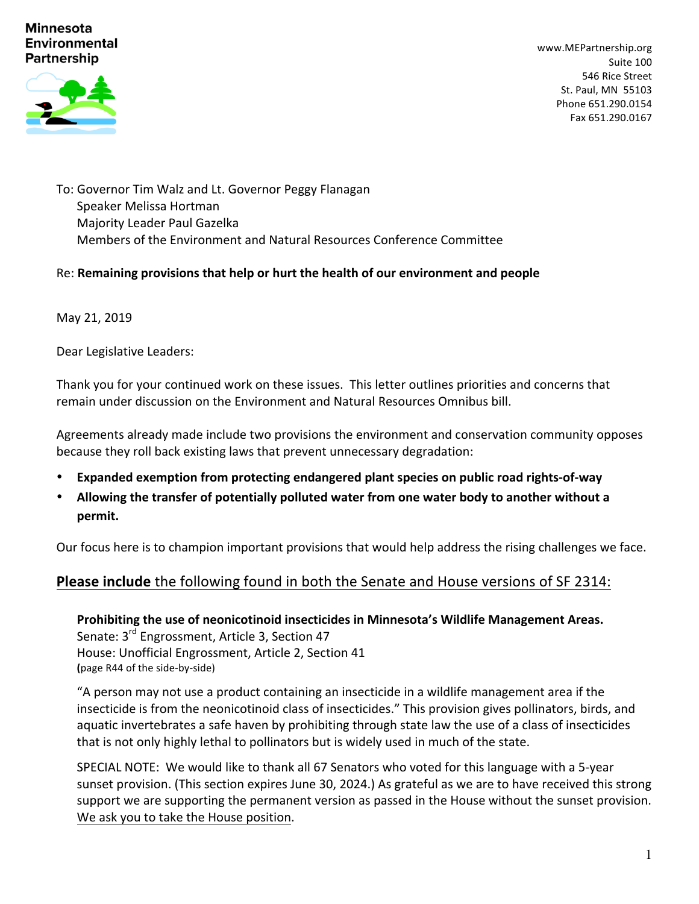**Minnesota Environmental Partnership**

www.MEPartnership.org
Suite 100
546 Rice Street
St. Paul, MN 55103
Phone 651.290.0154
Fax 651.290.0167

To: Governor Tim Walz and Lt. Governor Peggy Flanagan
Speaker Melissa Hortman
Majority Leader Paul Gazelka
Members of the Environment and Natural Resources Conference Committee

Re: **Remaining provisions that help or hurt the health of our environment and people**

May 21, 2019

Dear Legislative Leaders:

Thank you for your continued work on these issues. This letter outlines priorities and concerns that remain under discussion on the Environment and Natural Resources Omnibus bill.

Agreements already made include two provisions the environment and conservation community opposes because they roll back existing laws that prevent unnecessary degradation:

- **Expanded exemption from protecting endangered plant species on public road rights-of-way**
- **Allowing the transfer of potentially polluted water from one water body to another without a permit.**

Our focus here is to champion important provisions that would help address the rising challenges we face.

## **Please include** the following found in both the Senate and House versions of SF 2314:

**Prohibiting the use of neonicotinoid insecticides in Minnesota's Wildlife Management Areas.**
Senate: 3rd Engrossment, Article 3, Section 47
House: Unofficial Engrossment, Article 2, Section 41
(page R44 of the side-by-side)

"A person may not use a product containing an insecticide in a wildlife management area if the insecticide is from the neonicotinoid class of insecticides." This provision gives pollinators, birds, and aquatic invertebrates a safe haven by prohibiting through state law the use of a class of insecticides that is not only highly lethal to pollinators but is widely used in much of the state.

SPECIAL NOTE: We would like to thank all 67 Senators who voted for this language with a 5-year sunset provision. (This section expires June 30, 2024.) As grateful as we are to have received this strong support we are supporting the permanent version as passed in the House without the sunset provision. We ask you to take the House position.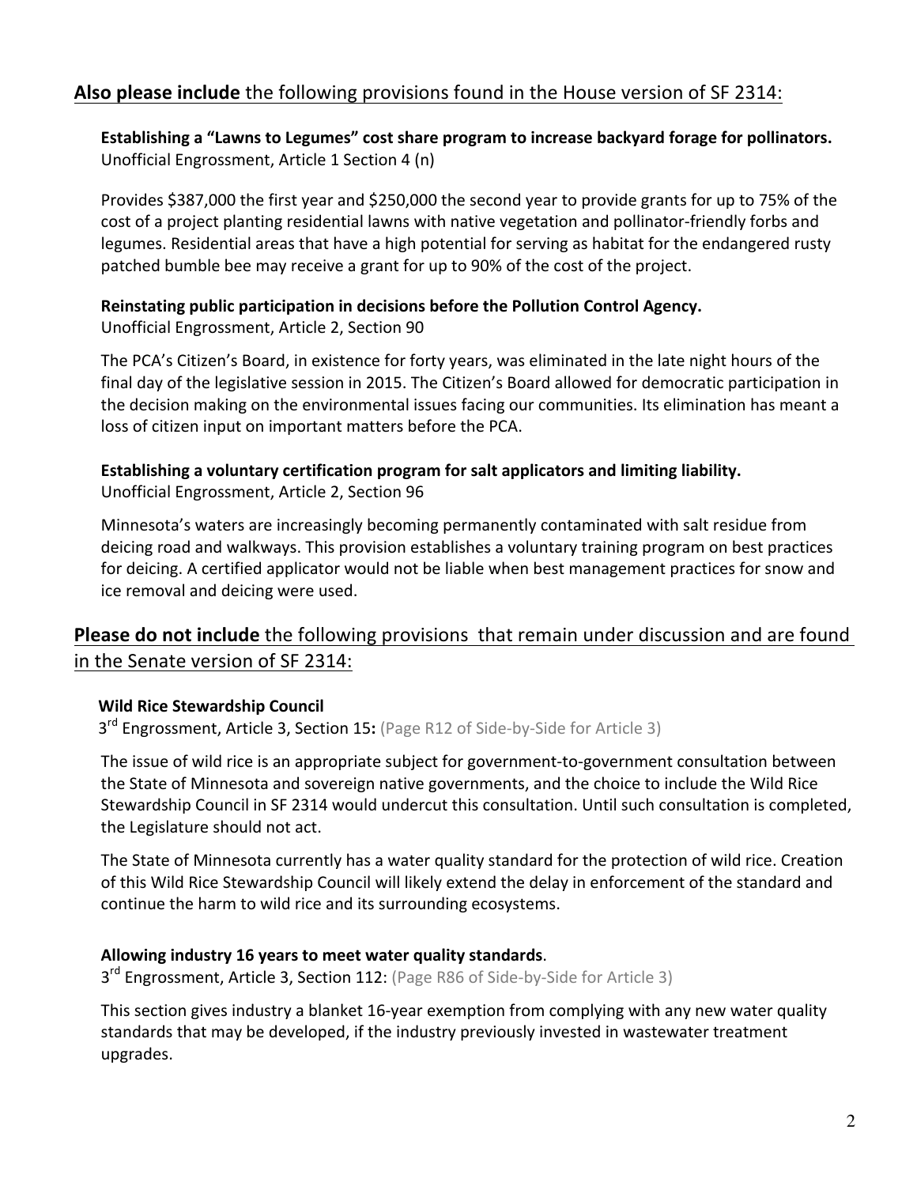## **Also please include** the following provisions found in the House version of SF 2314:

**Establishing a "Lawns to Legumes" cost share program to increase backyard forage for pollinators.**
Unofficial Engrossment, Article 1 Section 4 (n)

Provides $387,000 the first year and $250,000 the second year to provide grants for up to 75% of the cost of a project planting residential lawns with native vegetation and pollinator-friendly forbs and legumes. Residential areas that have a high potential for serving as habitat for the endangered rusty patched bumble bee may receive a grant for up to 90% of the cost of the project.

**Reinstating public participation in decisions before the Pollution Control Agency.**
Unofficial Engrossment, Article 2, Section 90

The PCA's Citizen's Board, in existence for forty years, was eliminated in the late night hours of the final day of the legislative session in 2015. The Citizen's Board allowed for democratic participation in the decision making on the environmental issues facing our communities. Its elimination has meant a loss of citizen input on important matters before the PCA.

**Establishing a voluntary certification program for salt applicators and limiting liability.**
Unofficial Engrossment, Article 2, Section 96

Minnesota's waters are increasingly becoming permanently contaminated with salt residue from deicing road and walkways. This provision establishes a voluntary training program on best practices for deicing. A certified applicator would not be liable when best management practices for snow and ice removal and deicing were used.

## **Please do not include** the following provisions that remain under discussion and are found in the Senate version of SF 2314:

**Wild Rice Stewardship Council**
3rd Engrossment, Article 3, Section 15**:** (Page R12 of Side-by-Side for Article 3)

The issue of wild rice is an appropriate subject for government-to-government consultation between the State of Minnesota and sovereign native governments, and the choice to include the Wild Rice Stewardship Council in SF 2314 would undercut this consultation. Until such consultation is completed, the Legislature should not act.

The State of Minnesota currently has a water quality standard for the protection of wild rice. Creation of this Wild Rice Stewardship Council will likely extend the delay in enforcement of the standard and continue the harm to wild rice and its surrounding ecosystems.

**Allowing industry 16 years to meet water quality standards**.
3rd Engrossment, Article 3, Section 112: (Page R86 of Side-by-Side for Article 3)

This section gives industry a blanket 16-year exemption from complying with any new water quality standards that may be developed, if the industry previously invested in wastewater treatment upgrades.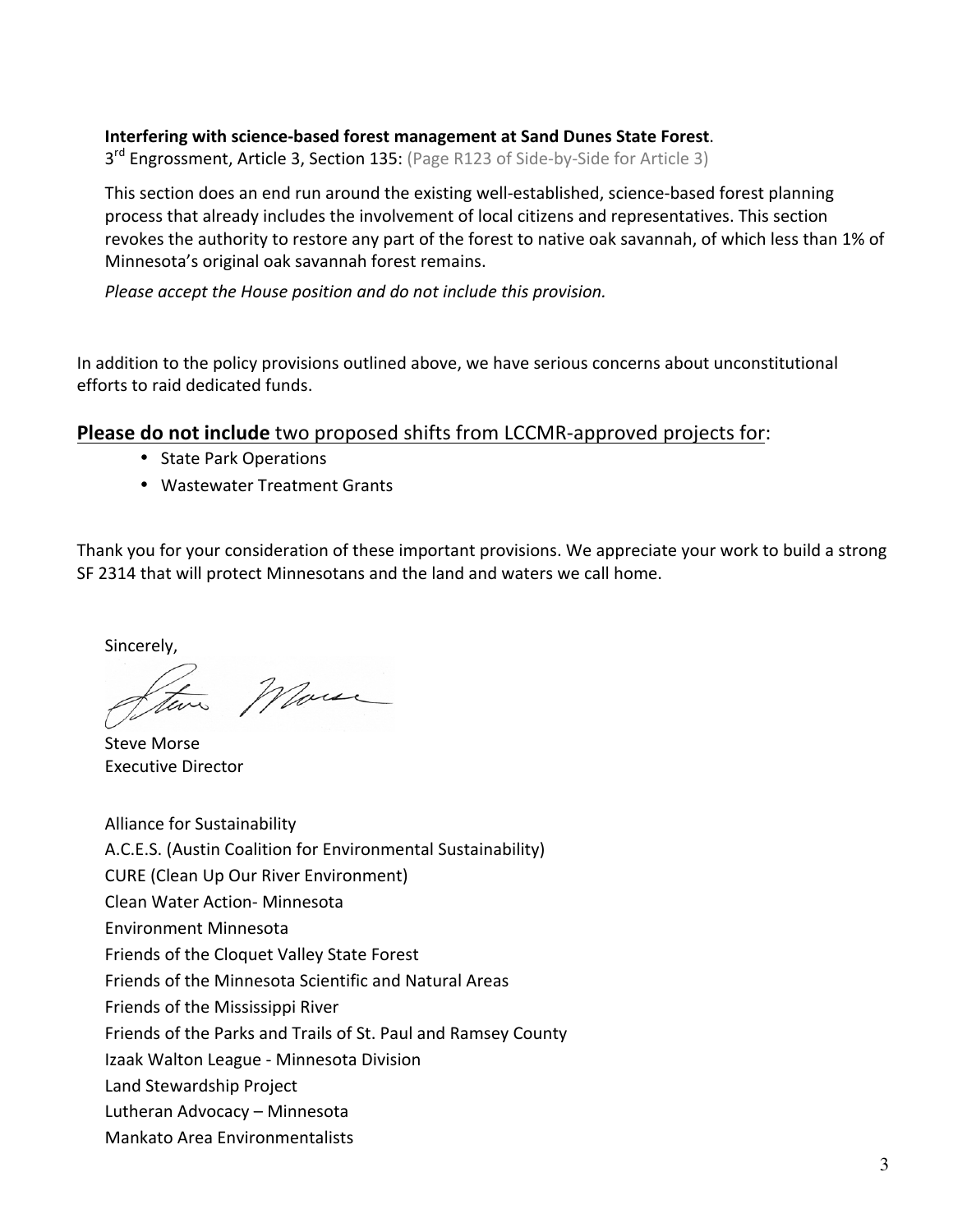**Interfering with science-based forest management at Sand Dunes State Forest**.

3rd Engrossment, Article 3, Section 135: (Page R123 of Side-by-Side for Article 3)

This section does an end run around the existing well-established, science-based forest planning process that already includes the involvement of local citizens and representatives. This section revokes the authority to restore any part of the forest to native oak savannah, of which less than 1% of Minnesota's original oak savannah forest remains.

*Please accept the House position and do not include this provision.*

In addition to the policy provisions outlined above, we have serious concerns about unconstitutional efforts to raid dedicated funds.

**Please do not include** two proposed shifts from LCCMR-approved projects for:

- State Park Operations
- Wastewater Treatment Grants

Thank you for your consideration of these important provisions. We appreciate your work to build a strong SF 2314 that will protect Minnesotans and the land and waters we call home.

Sincerely,

Steve Morse
Executive Director

Alliance for Sustainability
A.C.E.S. (Austin Coalition for Environmental Sustainability)
CURE (Clean Up Our River Environment)
Clean Water Action- Minnesota
Environment Minnesota
Friends of the Cloquet Valley State Forest
Friends of the Minnesota Scientific and Natural Areas
Friends of the Mississippi River
Friends of the Parks and Trails of St. Paul and Ramsey County
Izaak Walton League - Minnesota Division
Land Stewardship Project
Lutheran Advocacy – Minnesota
Mankato Area Environmentalists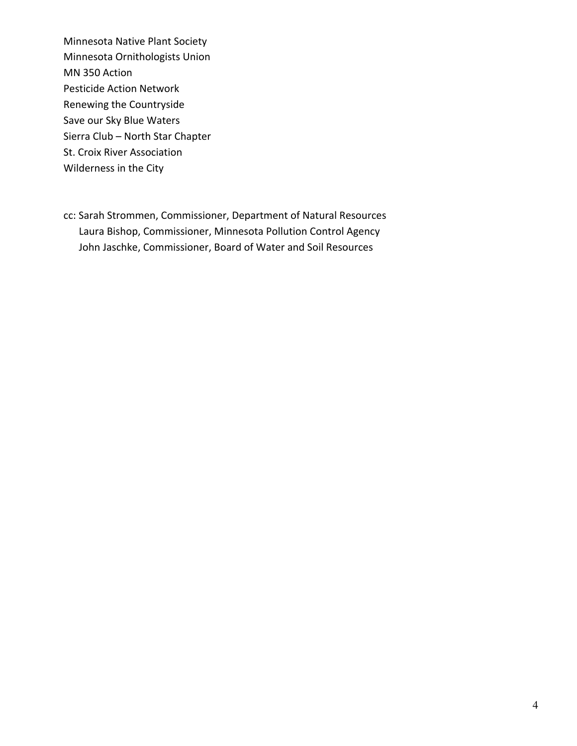Minnesota Native Plant Society
Minnesota Ornithologists Union
MN 350 Action
Pesticide Action Network
Renewing the Countryside
Save our Sky Blue Waters
Sierra Club – North Star Chapter
St. Croix River Association
Wilderness in the City

cc: Sarah Strommen, Commissioner, Department of Natural Resources
Laura Bishop, Commissioner, Minnesota Pollution Control Agency
John Jaschke, Commissioner, Board of Water and Soil Resources